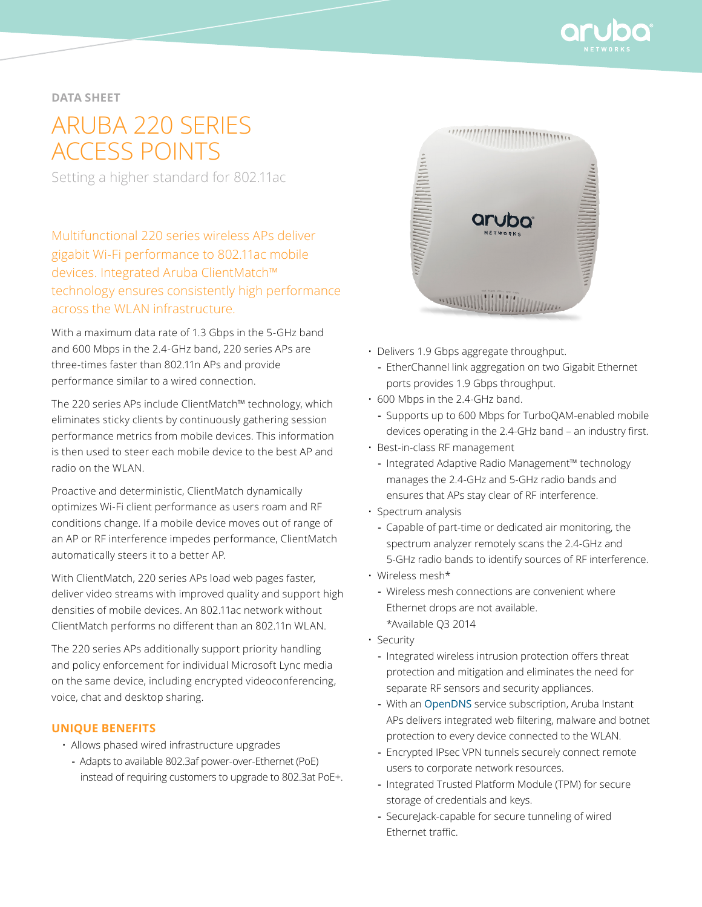DATA SHEET

# ARUBA 220 SERIES ACCESS POINTS

Setting a higher standard for 802.11ac

Multifunctional 220 series wireless APs deliver gigabit Wi-Fi performance to 802.11ac mobile devices. Integrated Aruba ClientMatch™ technology ensures consistently high performance across the WLAN infrastructure.

With a maximum data rate of 1.3 Gbps in the 5-GHz band and 600 Mbps in the 2.4-GHz band, 220 series APs are three-times faster than 802.11n APs and provide performance similar to a wired connection.

The 220 series APs include ClientMatch™ technology, which eliminates sticky clients by continuously gathering session performance metrics from mobile devices. This information is then used to steer each mobile device to the best AP and radio on the WLAN.

Proactive and deterministic, ClientMatch dynamically optimizes Wi-Fi client performance as users roam and RF conditions change. If a mobile device moves out of range of an AP or RF interference impedes performance, ClientMatch automatically steers it to a better AP.

With ClientMatch, 220 series APs load web pages faster, deliver video streams with improved quality and support high densities of mobile devices. An 802.11ac network without ClientMatch performs no different than an 802.11n WLAN.

The 220 series APs additionally support priority handling and policy enforcement for individual Microsoft Lync media on the same device, including encrypted videoconferencing, voice, chat and desktop sharing.

## UNIQUE BENEFITS

- Allows phased wired infrastructure upgrades
  - Adapts to available 802.3af power-over-Ethernet (PoE) instead of requiring customers to upgrade to 802.3at PoE+.
- Delivers 1.9 Gbps aggregate throughput.
  - EtherChannel link aggregation on two Gigabit Ethernet ports provides 1.9 Gbps throughput.
- 600 Mbps in the 2.4-GHz band.
  - Supports up to 600 Mbps for TurboQAM-enabled mobile devices operating in the 2.4-GHz band – an industry first.
- Best-in-class RF management
  - Integrated Adaptive Radio Management™ technology manages the 2.4-GHz and 5-GHz radio bands and ensures that APs stay clear of RF interference.
- Spectrum analysis
  - Capable of part-time or dedicated air monitoring, the spectrum analyzer remotely scans the 2.4-GHz and 5-GHz radio bands to identify sources of RF interference.
- Wireless mesh*
  - Wireless mesh connections are convenient where Ethernet drops are not available.
    *Available Q3 2014
- Security
  - Integrated wireless intrusion protection offers threat protection and mitigation and eliminates the need for separate RF sensors and security appliances.
  - With an OpenDNS service subscription, Aruba Instant APs delivers integrated web filtering, malware and botnet protection to every device connected to the WLAN.
  - Encrypted IPsec VPN tunnels securely connect remote users to corporate network resources.
  - Integrated Trusted Platform Module (TPM) for secure storage of credentials and keys.
  - SecureJack-capable for secure tunneling of wired Ethernet traffic.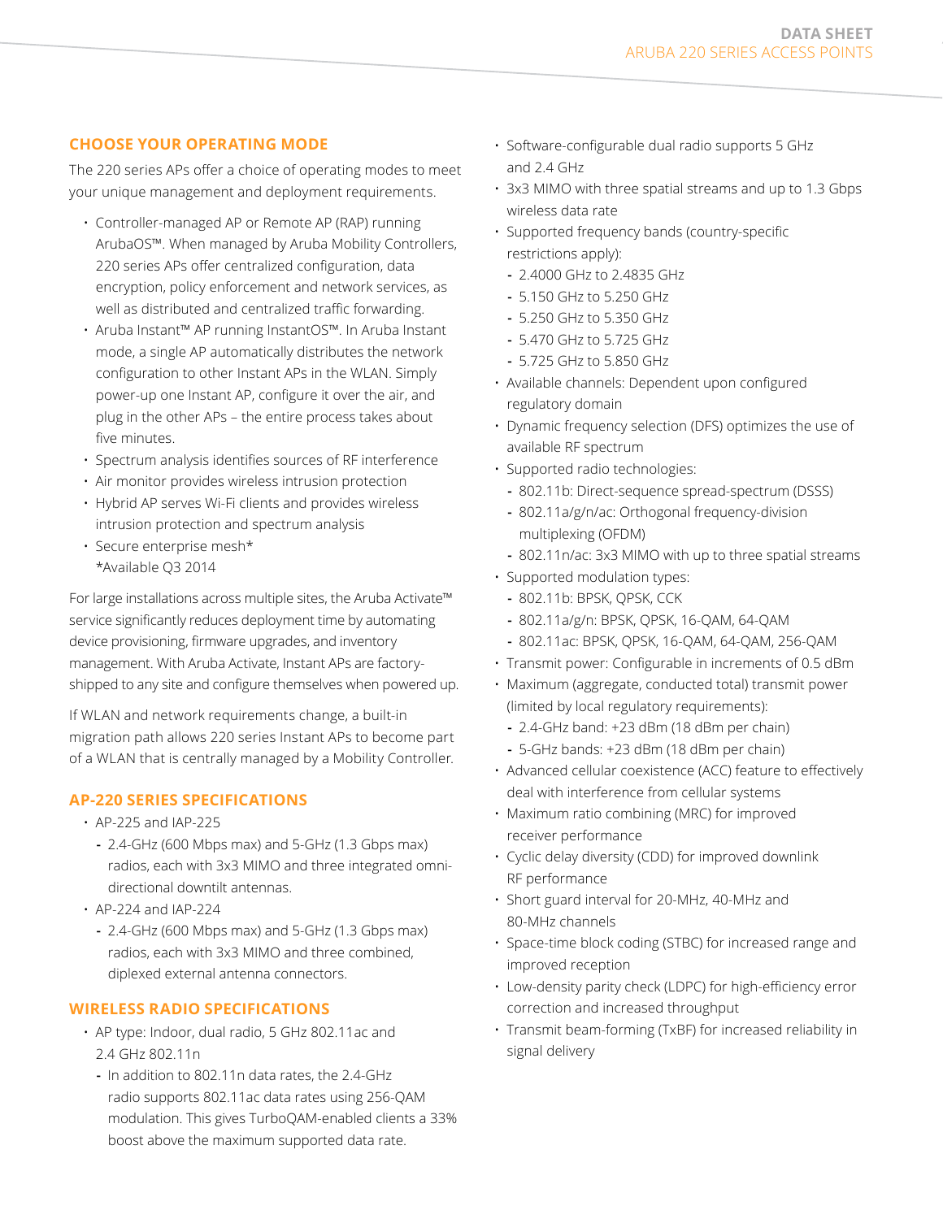## CHOOSE YOUR OPERATING MODE

The 220 series APs offer a choice of operating modes to meet your unique management and deployment requirements.

- Controller-managed AP or Remote AP (RAP) running ArubaOS™. When managed by Aruba Mobility Controllers, 220 series APs offer centralized configuration, data encryption, policy enforcement and network services, as well as distributed and centralized traffic forwarding.
- Aruba Instant™ AP running InstantOS™. In Aruba Instant mode, a single AP automatically distributes the network configuration to other Instant APs in the WLAN. Simply power-up one Instant AP, configure it over the air, and plug in the other APs – the entire process takes about five minutes.
- Spectrum analysis identifies sources of RF interference
- Air monitor provides wireless intrusion protection
- Hybrid AP serves Wi-Fi clients and provides wireless intrusion protection and spectrum analysis
- Secure enterprise mesh*
  *Available Q3 2014

For large installations across multiple sites, the Aruba Activate™ service significantly reduces deployment time by automating device provisioning, firmware upgrades, and inventory management. With Aruba Activate, Instant APs are factory-shipped to any site and configure themselves when powered up.

If WLAN and network requirements change, a built-in migration path allows 220 series Instant APs to become part of a WLAN that is centrally managed by a Mobility Controller.

## AP-220 SERIES SPECIFICATIONS

- AP-225 and IAP-225
  - 2.4-GHz (600 Mbps max) and 5-GHz (1.3 Gbps max) radios, each with 3x3 MIMO and three integrated omni-directional downtilt antennas.
- AP-224 and IAP-224
  - 2.4-GHz (600 Mbps max) and 5-GHz (1.3 Gbps max) radios, each with 3x3 MIMO and three combined, diplexed external antenna connectors.

## WIRELESS RADIO SPECIFICATIONS

- AP type: Indoor, dual radio, 5 GHz 802.11ac and 2.4 GHz 802.11n
  - In addition to 802.11n data rates, the 2.4-GHz radio supports 802.11ac data rates using 256-QAM modulation. This gives TurboQAM-enabled clients a 33% boost above the maximum supported data rate.
- Software-configurable dual radio supports 5 GHz and 2.4 GHz
- 3x3 MIMO with three spatial streams and up to 1.3 Gbps wireless data rate
- Supported frequency bands (country-specific restrictions apply):
  - 2.4000 GHz to 2.4835 GHz
  - 5.150 GHz to 5.250 GHz
  - 5.250 GHz to 5.350 GHz
  - 5.470 GHz to 5.725 GHz
  - 5.725 GHz to 5.850 GHz
- Available channels: Dependent upon configured regulatory domain
- Dynamic frequency selection (DFS) optimizes the use of available RF spectrum
- Supported radio technologies:
  - 802.11b: Direct-sequence spread-spectrum (DSSS)
  - 802.11a/g/n/ac: Orthogonal frequency-division multiplexing (OFDM)
  - 802.11n/ac: 3x3 MIMO with up to three spatial streams
- Supported modulation types:
  - 802.11b: BPSK, QPSK, CCK
  - 802.11a/g/n: BPSK, QPSK, 16-QAM, 64-QAM
  - 802.11ac: BPSK, QPSK, 16-QAM, 64-QAM, 256-QAM
- Transmit power: Configurable in increments of 0.5 dBm
- Maximum (aggregate, conducted total) transmit power (limited by local regulatory requirements):
  - 2.4-GHz band: +23 dBm (18 dBm per chain)
  - 5-GHz bands: +23 dBm (18 dBm per chain)
- Advanced cellular coexistence (ACC) feature to effectively deal with interference from cellular systems
- Maximum ratio combining (MRC) for improved receiver performance
- Cyclic delay diversity (CDD) for improved downlink RF performance
- Short guard interval for 20-MHz, 40-MHz and 80-MHz channels
- Space-time block coding (STBC) for increased range and improved reception
- Low-density parity check (LDPC) for high-efficiency error correction and increased throughput
- Transmit beam-forming (TxBF) for increased reliability in signal delivery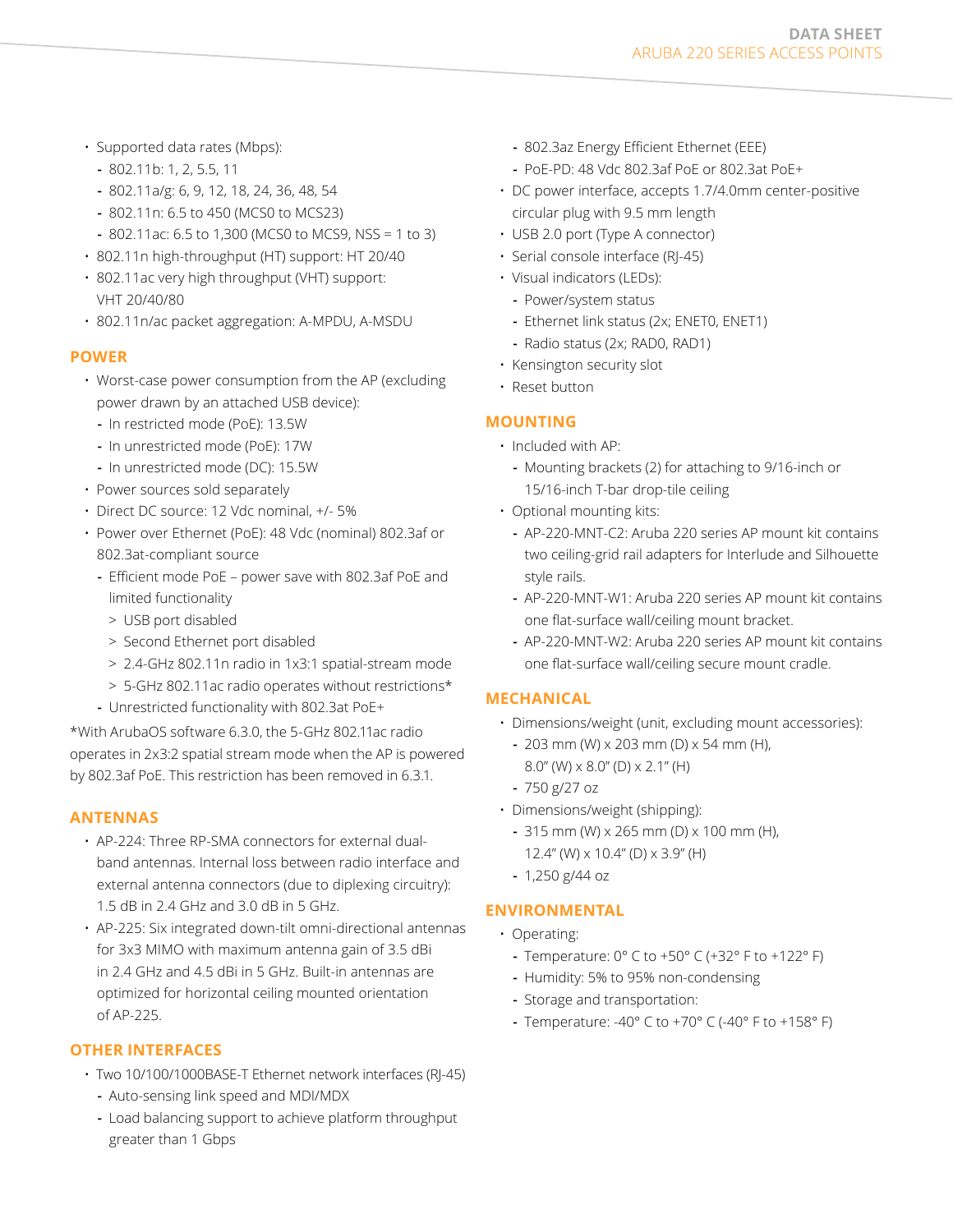- Supported data rates (Mbps):
  - 802.11b: 1, 2, 5.5, 11
  - 802.11a/g: 6, 9, 12, 18, 24, 36, 48, 54
  - 802.11n: 6.5 to 450 (MCS0 to MCS23)
  - 802.11ac: 6.5 to 1,300 (MCS0 to MCS9, NSS = 1 to 3)
- 802.11n high-throughput (HT) support: HT 20/40
- 802.11ac very high throughput (VHT) support: VHT 20/40/80
- 802.11n/ac packet aggregation: A-MPDU, A-MSDU

## POWER

- Worst-case power consumption from the AP (excluding power drawn by an attached USB device):
  - In restricted mode (PoE): 13.5W
  - In unrestricted mode (PoE): 17W
  - In unrestricted mode (DC): 15.5W
- Power sources sold separately
- Direct DC source: 12 Vdc nominal, +/- 5%
- Power over Ethernet (PoE): 48 Vdc (nominal) 802.3af or 802.3at-compliant source
  - Efficient mode PoE – power save with 802.3af PoE and limited functionality
    - > USB port disabled
    - > Second Ethernet port disabled
    - > 2.4-GHz 802.11n radio in 1x3:1 spatial-stream mode
    - > 5-GHz 802.11ac radio operates without restrictions*
  - Unrestricted functionality with 802.3at PoE+

*With ArubaOS software 6.3.0, the 5-GHz 802.11ac radio operates in 2x3:2 spatial stream mode when the AP is powered by 802.3af PoE. This restriction has been removed in 6.3.1.

## ANTENNAS

- AP-224: Three RP-SMA connectors for external dual-band antennas. Internal loss between radio interface and external antenna connectors (due to diplexing circuitry): 1.5 dB in 2.4 GHz and 3.0 dB in 5 GHz.
- AP-225: Six integrated down-tilt omni-directional antennas for 3x3 MIMO with maximum antenna gain of 3.5 dBi in 2.4 GHz and 4.5 dBi in 5 GHz. Built-in antennas are optimized for horizontal ceiling mounted orientation of AP-225.

## OTHER INTERFACES

- Two 10/100/1000BASE-T Ethernet network interfaces (RJ-45)
  - Auto-sensing link speed and MDI/MDX
  - Load balancing support to achieve platform throughput greater than 1 Gbps
  - 802.3az Energy Efficient Ethernet (EEE)
  - PoE-PD: 48 Vdc 802.3af PoE or 802.3at PoE+
- DC power interface, accepts 1.7/4.0mm center-positive circular plug with 9.5 mm length
- USB 2.0 port (Type A connector)
- Serial console interface (RJ-45)
- Visual indicators (LEDs):
  - Power/system status
  - Ethernet link status (2x; ENET0, ENET1)
  - Radio status (2x; RAD0, RAD1)
- Kensington security slot
- Reset button

## MOUNTING

- Included with AP:
  - Mounting brackets (2) for attaching to 9/16-inch or 15/16-inch T-bar drop-tile ceiling
- Optional mounting kits:
  - AP-220-MNT-C2: Aruba 220 series AP mount kit contains two ceiling-grid rail adapters for Interlude and Silhouette style rails.
  - AP-220-MNT-W1: Aruba 220 series AP mount kit contains one flat-surface wall/ceiling mount bracket.
  - AP-220-MNT-W2: Aruba 220 series AP mount kit contains one flat-surface wall/ceiling secure mount cradle.

## MECHANICAL

- Dimensions/weight (unit, excluding mount accessories):
  - 203 mm (W) x 203 mm (D) x 54 mm (H), 8.0" (W) x 8.0" (D) x 2.1" (H)
  - 750 g/27 oz
- Dimensions/weight (shipping):
  - 315 mm (W) x 265 mm (D) x 100 mm (H), 12.4" (W) x 10.4" (D) x 3.9" (H)
  - 1,250 g/44 oz

## ENVIRONMENTAL

- Operating:
  - Temperature: 0° C to +50° C (+32° F to +122° F)
  - Humidity: 5% to 95% non-condensing
  - Storage and transportation:
  - Temperature: -40° C to +70° C (-40° F to +158° F)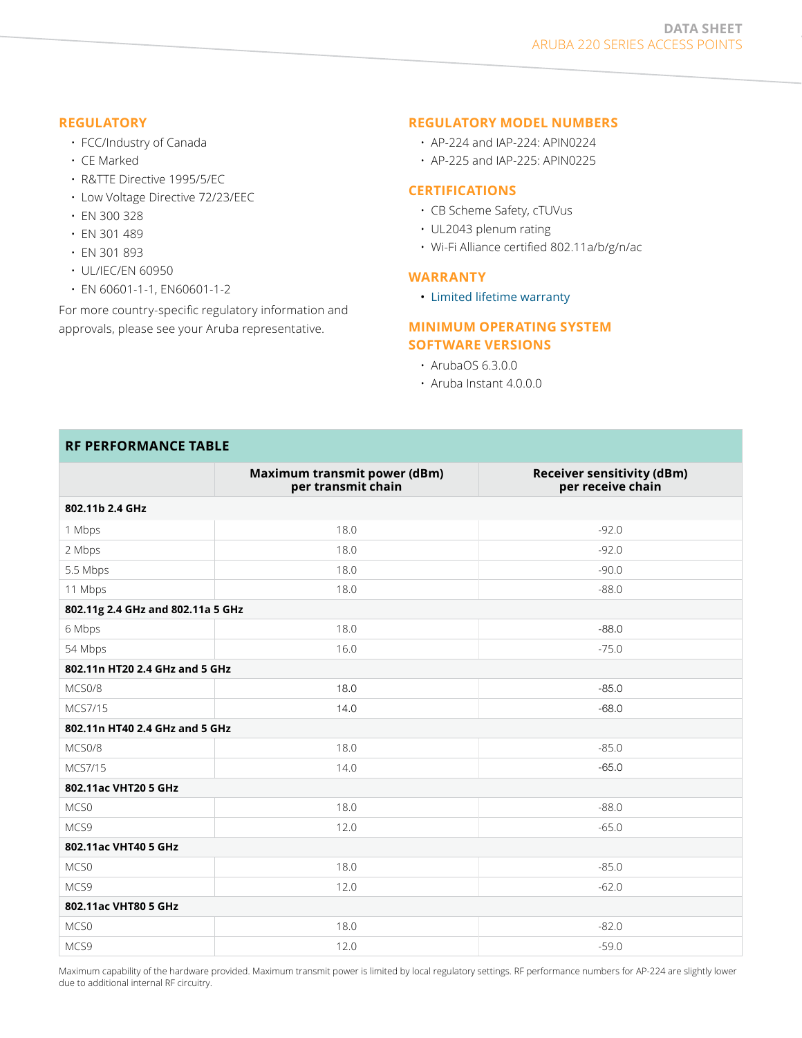## REGULATORY

- FCC/Industry of Canada
- CE Marked
- R&TTE Directive 1995/5/EC
- Low Voltage Directive 72/23/EEC
- EN 300 328
- EN 301 489
- EN 301 893
- UL/IEC/EN 60950
- EN 60601-1-1, EN60601-1-2

For more country-specific regulatory information and approvals, please see your Aruba representative.

## REGULATORY MODEL NUMBERS

- AP-224 and IAP-224: APIN0224
- AP-225 and IAP-225: APIN0225

## CERTIFICATIONS

- CB Scheme Safety, cTUVus
- UL2043 plenum rating
- Wi-Fi Alliance certified 802.11a/b/g/n/ac

## WARRANTY

- Limited lifetime warranty

## MINIMUM OPERATING SYSTEM SOFTWARE VERSIONS

- ArubaOS 6.3.0.0
- Aruba Instant 4.0.0.0

## RF PERFORMANCE TABLE

| | Maximum transmit power (dBm) per transmit chain | Receiver sensitivity (dBm) per receive chain |
|---|---|---|
| **802.11b 2.4 GHz** | | |
| 1 Mbps | 18.0 | -92.0 |
| 2 Mbps | 18.0 | -92.0 |
| 5.5 Mbps | 18.0 | -90.0 |
| 11 Mbps | 18.0 | -88.0 |
| **802.11g 2.4 GHz and 802.11a 5 GHz** | | |
| 6 Mbps | 18.0 | -88.0 |
| 54 Mbps | 16.0 | -75.0 |
| **802.11n HT20 2.4 GHz and 5 GHz** | | |
| MCS0/8 | 18.0 | -85.0 |
| MCS7/15 | 14.0 | -68.0 |
| **802.11n HT40 2.4 GHz and 5 GHz** | | |
| MCS0/8 | 18.0 | -85.0 |
| MCS7/15 | 14.0 | -65.0 |
| **802.11ac VHT20 5 GHz** | | |
| MCS0 | 18.0 | -88.0 |
| MCS9 | 12.0 | -65.0 |
| **802.11ac VHT40 5 GHz** | | |
| MCS0 | 18.0 | -85.0 |
| MCS9 | 12.0 | -62.0 |
| **802.11ac VHT80 5 GHz** | | |
| MCS0 | 18.0 | -82.0 |
| MCS9 | 12.0 | -59.0 |

Maximum capability of the hardware provided. Maximum transmit power is limited by local regulatory settings. RF performance numbers for AP-224 are slightly lower due to additional internal RF circuitry.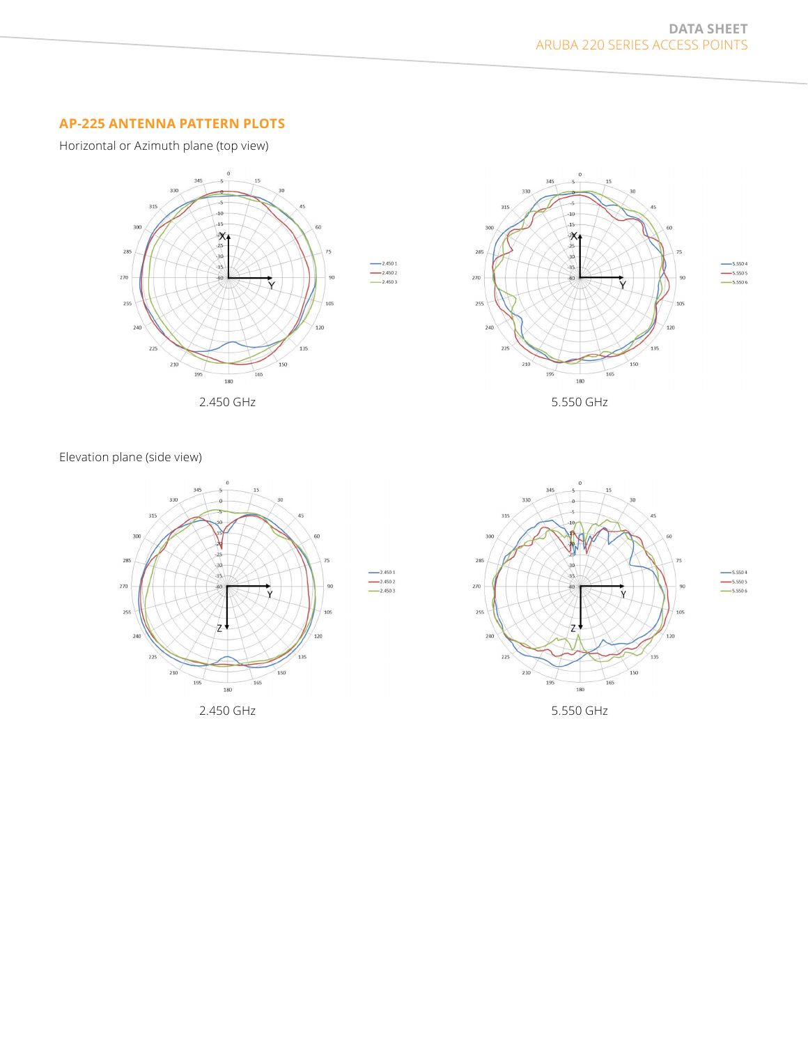## AP-225 ANTENNA PATTERN PLOTS

Horizontal or Azimuth plane (top view)

2.450 GHz

5.550 GHz

Elevation plane (side view)

2.450 GHz

5.550 GHz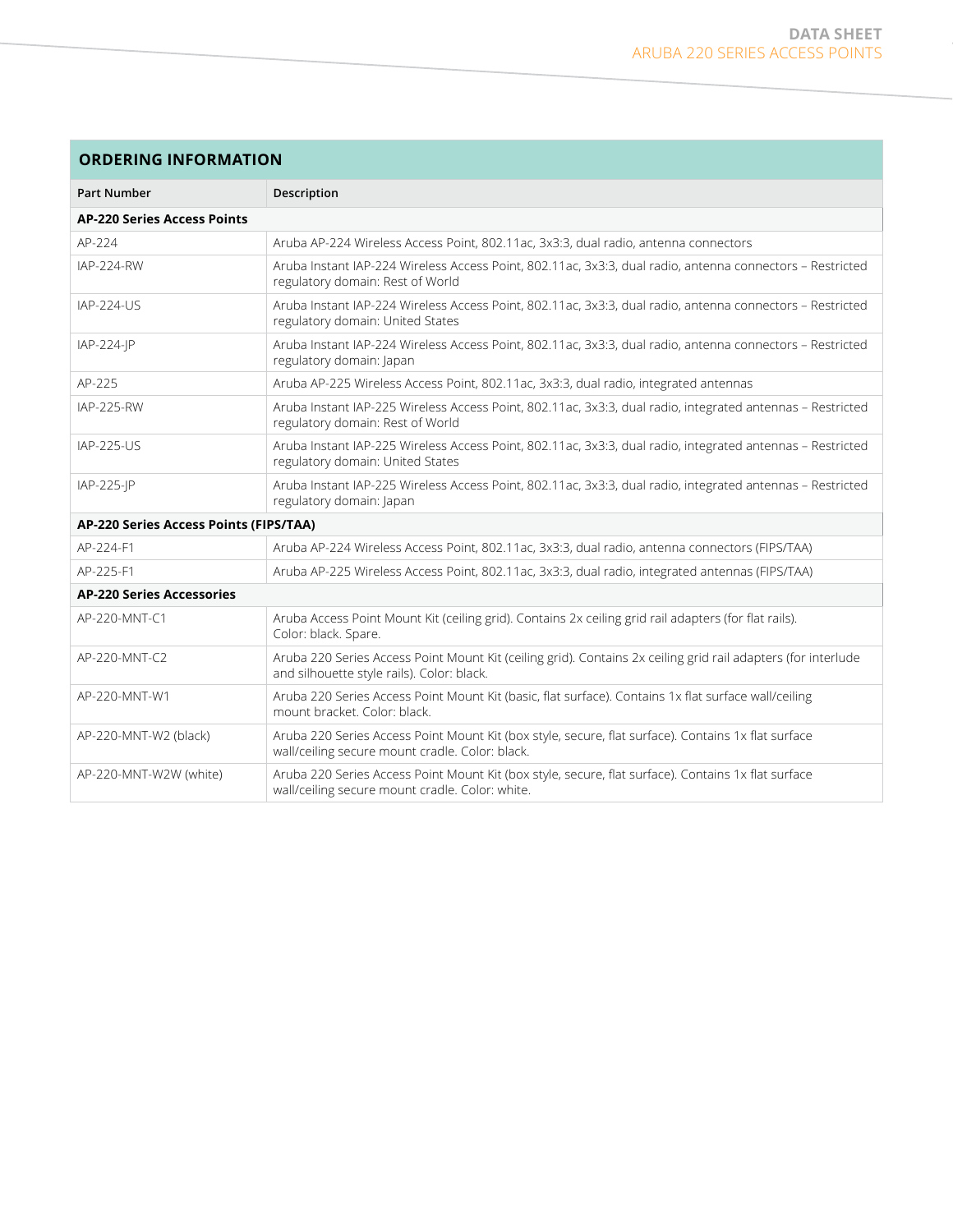## ORDERING INFORMATION

| Part Number | Description |
|---|---|
| **AP-220 Series Access Points** | |
| AP-224 | Aruba AP-224 Wireless Access Point, 802.11ac, 3x3:3, dual radio, antenna connectors |
| IAP-224-RW | Aruba Instant IAP-224 Wireless Access Point, 802.11ac, 3x3:3, dual radio, antenna connectors – Restricted regulatory domain: Rest of World |
| IAP-224-US | Aruba Instant IAP-224 Wireless Access Point, 802.11ac, 3x3:3, dual radio, antenna connectors – Restricted regulatory domain: United States |
| IAP-224-JP | Aruba Instant IAP-224 Wireless Access Point, 802.11ac, 3x3:3, dual radio, antenna connectors – Restricted regulatory domain: Japan |
| AP-225 | Aruba AP-225 Wireless Access Point, 802.11ac, 3x3:3, dual radio, integrated antennas |
| IAP-225-RW | Aruba Instant IAP-225 Wireless Access Point, 802.11ac, 3x3:3, dual radio, integrated antennas – Restricted regulatory domain: Rest of World |
| IAP-225-US | Aruba Instant IAP-225 Wireless Access Point, 802.11ac, 3x3:3, dual radio, integrated antennas – Restricted regulatory domain: United States |
| IAP-225-JP | Aruba Instant IAP-225 Wireless Access Point, 802.11ac, 3x3:3, dual radio, integrated antennas – Restricted regulatory domain: Japan |
| **AP-220 Series Access Points (FIPS/TAA)** | |
| AP-224-F1 | Aruba AP-224 Wireless Access Point, 802.11ac, 3x3:3, dual radio, antenna connectors (FIPS/TAA) |
| AP-225-F1 | Aruba AP-225 Wireless Access Point, 802.11ac, 3x3:3, dual radio, integrated antennas (FIPS/TAA) |
| **AP-220 Series Accessories** | |
| AP-220-MNT-C1 | Aruba Access Point Mount Kit (ceiling grid). Contains 2x ceiling grid rail adapters (for flat rails). Color: black. Spare. |
| AP-220-MNT-C2 | Aruba 220 Series Access Point Mount Kit (ceiling grid). Contains 2x ceiling grid rail adapters (for interlude and silhouette style rails). Color: black. |
| AP-220-MNT-W1 | Aruba 220 Series Access Point Mount Kit (basic, flat surface). Contains 1x flat surface wall/ceiling mount bracket. Color: black. |
| AP-220-MNT-W2 (black) | Aruba 220 Series Access Point Mount Kit (box style, secure, flat surface). Contains 1x flat surface wall/ceiling secure mount cradle. Color: black. |
| AP-220-MNT-W2W (white) | Aruba 220 Series Access Point Mount Kit (box style, secure, flat surface). Contains 1x flat surface wall/ceiling secure mount cradle. Color: white. |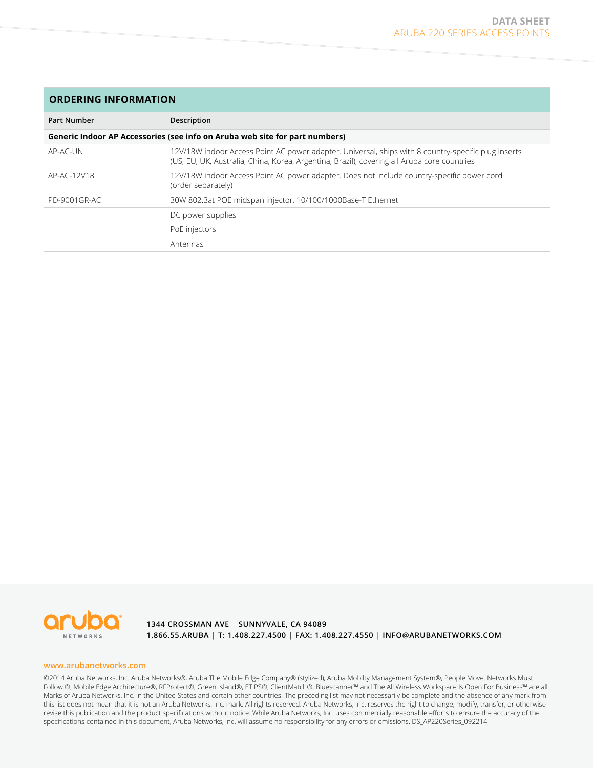## ORDERING INFORMATION

| Part Number | Description |
|---|---|
| **Generic Indoor AP Accessories (see info on Aruba web site for part numbers)** | |
| AP-AC-UN | 12V/18W indoor Access Point AC power adapter. Universal, ships with 8 country-specific plug inserts (US, EU, UK, Australia, China, Korea, Argentina, Brazil), covering all Aruba core countries |
| AP-AC-12V18 | 12V/18W indoor Access Point AC power adapter. Does not include country-specific power cord (order separately) |
| PD-9001GR-AC | 30W 802.3at POE midspan injector, 10/100/1000Base-T Ethernet |
| | DC power supplies |
| | PoE injectors |
| | Antennas |

aruba NETWORKS

**1344 CROSSMAN AVE | SUNNYVALE, CA 94089**
**1.866.55.ARUBA | T: 1.408.227.4500 | FAX: 1.408.227.4550 | INFO@ARUBANETWORKS.COM**

www.arubanetworks.com

©2014 Aruba Networks, Inc. Aruba Networks®, Aruba The Mobile Edge Company® (stylized), Aruba Mobilty Management System®, People Move. Networks Must Follow.®, Mobile Edge Architecture®, RFProtect®, Green Island®, ETIPS®, ClientMatch®, Bluescanner™ and The All Wireless Workspace Is Open For Business™ are all Marks of Aruba Networks, Inc. in the United States and certain other countries. The preceding list may not necessarily be complete and the absence of any mark from this list does not mean that it is not an Aruba Networks, Inc. mark. All rights reserved. Aruba Networks, Inc. reserves the right to change, modify, transfer, or otherwise revise this publication and the product specifications without notice. While Aruba Networks, Inc. uses commercially reasonable efforts to ensure the accuracy of the specifications contained in this document, Aruba Networks, Inc. will assume no responsibility for any errors or omissions. DS_AP220Series_092214